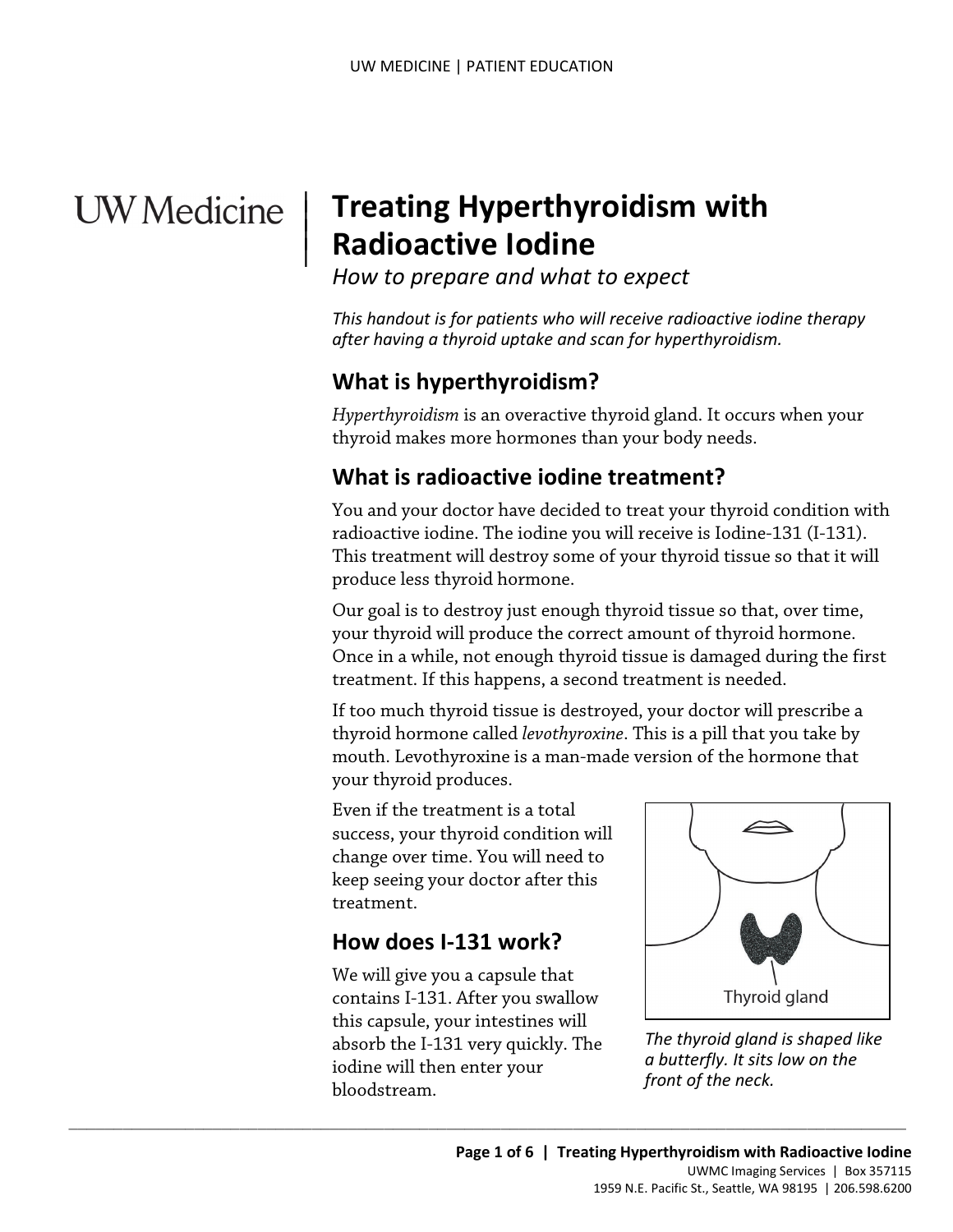# Treating Hyperthyroidism with Radioactive Iodine

*How to prepare and what to expect*

*This handout is for patients who will receive radioactive iodine therapy after having a thyroid uptake and scan for hyperthyroidism.*

## What is hyperthyroidism?

*Hyperthyroidism* is an overactive thyroid gland. It occurs when your thyroid makes more hormones than your body needs.

## What is radioactive iodine treatment?

You and your doctor have decided to treat your thyroid condition with radioactive iodine. The iodine you will receive is Iodine-131 (I-131). This treatment will destroy some of your thyroid tissue so that it will produce less thyroid hormone.

Our goal is to destroy just enough thyroid tissue so that, over time, your thyroid will produce the correct amount of thyroid hormone. Once in a while, not enough thyroid tissue is damaged during the first treatment. If this happens, a second treatment is needed.

If too much thyroid tissue is destroyed, your doctor will prescribe a thyroid hormone called *levothyroxine*. This is a pill that you take by mouth. Levothyroxine is a man-made version of the hormone that your thyroid produces.

Even if the treatment is a total success, your thyroid condition will change over time. You will need to keep seeing your doctor after this treatment.

Thyroid gland

*The thyroid gland is shaped like a butterfly. It sits low on the front of the neck.*

## How does I-131 work?

We will give you a capsule that contains I-131. After you swallow this capsule, your intestines will absorb the I-131 very quickly. The iodine will then enter your bloodstream.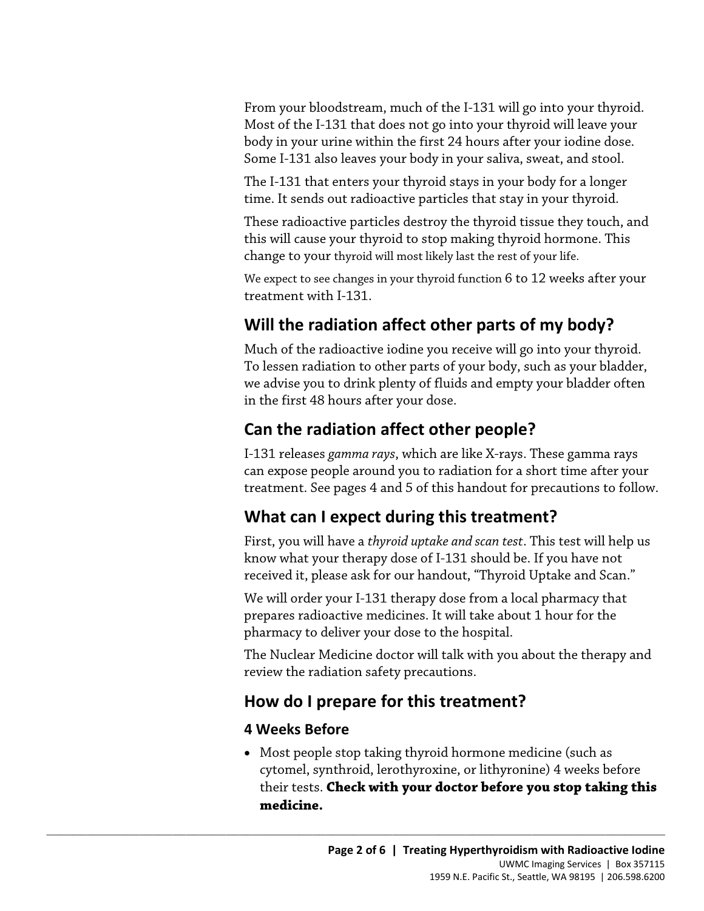From your bloodstream, much of the I-131 will go into your thyroid. Most of the I-131 that does not go into your thyroid will leave your body in your urine within the first 24 hours after your iodine dose. Some I-131 also leaves your body in your saliva, sweat, and stool.

The I-131 that enters your thyroid stays in your body for a longer time. It sends out radioactive particles that stay in your thyroid.

These radioactive particles destroy the thyroid tissue they touch, and this will cause your thyroid to stop making thyroid hormone. This change to your thyroid will most likely last the rest of your life.

We expect to see changes in your thyroid function 6 to 12 weeks after your treatment with I-131.

## Will the radiation affect other parts of my body?

Much of the radioactive iodine you receive will go into your thyroid. To lessen radiation to other parts of your body, such as your bladder, we advise you to drink plenty of fluids and empty your bladder often in the first 48 hours after your dose.

## Can the radiation affect other people?

I-131 releases *gamma rays*, which are like X-rays. These gamma rays can expose people around you to radiation for a short time after your treatment. See pages 4 and 5 of this handout for precautions to follow.

## What can I expect during this treatment?

First, you will have a *thyroid uptake and scan test*. This test will help us know what your therapy dose of I-131 should be. If you have not received it, please ask for our handout, "Thyroid Uptake and Scan."

We will order your I-131 therapy dose from a local pharmacy that prepares radioactive medicines. It will take about 1 hour for the pharmacy to deliver your dose to the hospital.

The Nuclear Medicine doctor will talk with you about the therapy and review the radiation safety precautions.

## How do I prepare for this treatment?

### 4 Weeks Before

- Most people stop taking thyroid hormone medicine (such as cytomel, synthroid, lerothyroxine, or lithyronine) 4 weeks before their tests. **Check with your doctor before you stop taking this medicine.**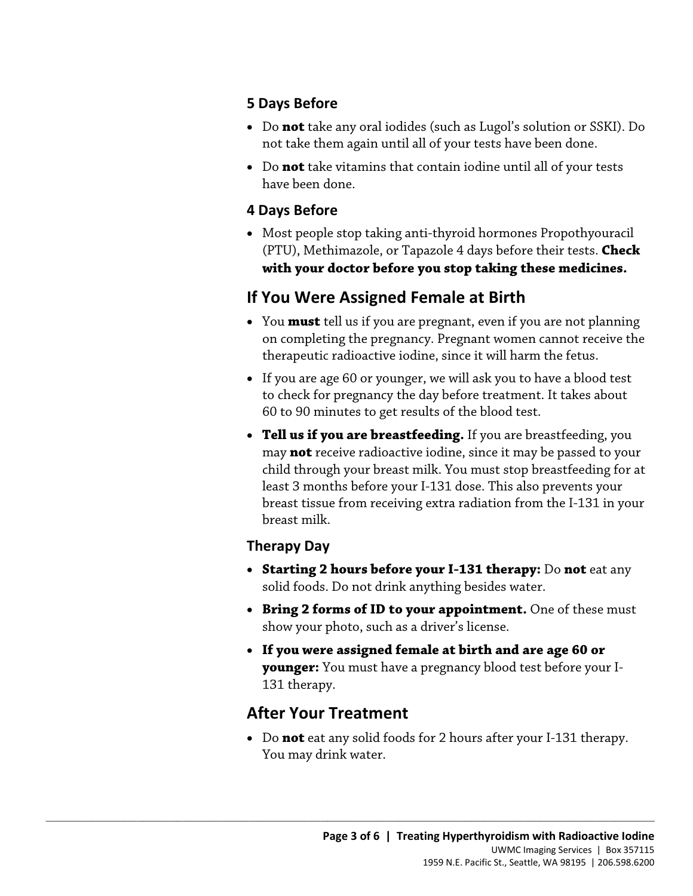### 5 Days Before

- Do **not** take any oral iodides (such as Lugol's solution or SSKI). Do not take them again until all of your tests have been done.
- Do **not** take vitamins that contain iodine until all of your tests have been done.

### 4 Days Before

- Most people stop taking anti-thyroid hormones Propothyouracil (PTU), Methimazole, or Tapazole 4 days before their tests. **Check with your doctor before you stop taking these medicines.**

## If You Were Assigned Female at Birth

- You **must** tell us if you are pregnant, even if you are not planning on completing the pregnancy. Pregnant women cannot receive the therapeutic radioactive iodine, since it will harm the fetus.
- If you are age 60 or younger, we will ask you to have a blood test to check for pregnancy the day before treatment. It takes about 60 to 90 minutes to get results of the blood test.
- **Tell us if you are breastfeeding.** If you are breastfeeding, you may **not** receive radioactive iodine, since it may be passed to your child through your breast milk. You must stop breastfeeding for at least 3 months before your I-131 dose. This also prevents your breast tissue from receiving extra radiation from the I-131 in your breast milk.

### Therapy Day

- **Starting 2 hours before your I-131 therapy:** Do **not** eat any solid foods. Do not drink anything besides water.
- **Bring 2 forms of ID to your appointment.** One of these must show your photo, such as a driver's license.
- **If you were assigned female at birth and are age 60 or younger:** You must have a pregnancy blood test before your I-131 therapy.

## After Your Treatment

- Do **not** eat any solid foods for 2 hours after your I-131 therapy. You may drink water.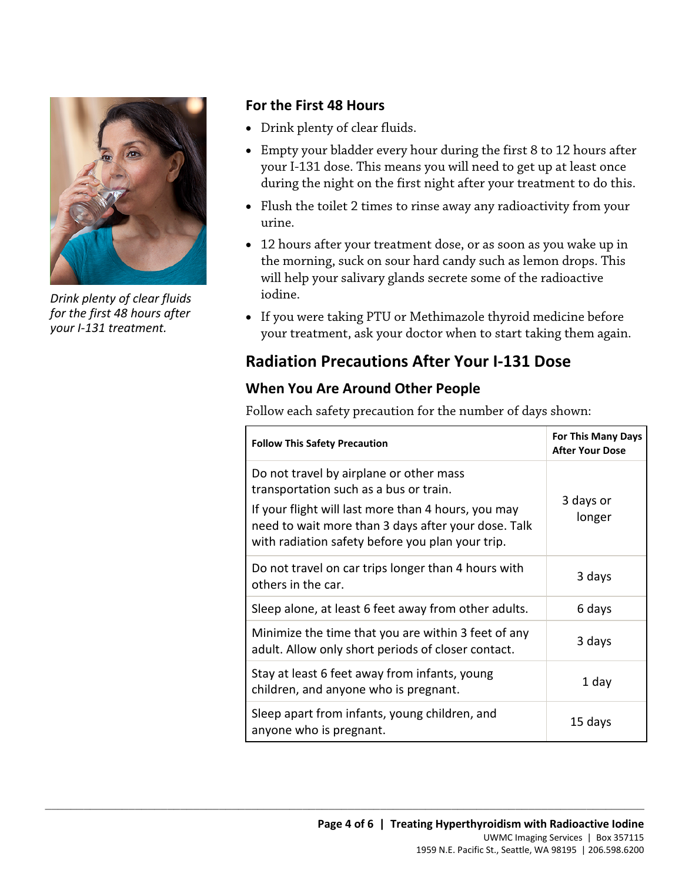*Drink plenty of clear fluids for the first 48 hours after your I-131 treatment.*

### For the First 48 Hours

- Drink plenty of clear fluids.
- Empty your bladder every hour during the first 8 to 12 hours after your I-131 dose. This means you will need to get up at least once during the night on the first night after your treatment to do this.
- Flush the toilet 2 times to rinse away any radioactivity from your urine.
- 12 hours after your treatment dose, or as soon as you wake up in the morning, suck on sour hard candy such as lemon drops. This will help your salivary glands secrete some of the radioactive iodine.
- If you were taking PTU or Methimazole thyroid medicine before your treatment, ask your doctor when to start taking them again.

## Radiation Precautions After Your I-131 Dose

### When You Are Around Other People

Follow each safety precaution for the number of days shown:

| Follow This Safety Precaution | For This Many Days After Your Dose |
|---|---|
| Do not travel by airplane or other mass transportation such as a bus or train. If your flight will last more than 4 hours, you may need to wait more than 3 days after your dose. Talk with radiation safety before you plan your trip. | 3 days or longer |
| Do not travel on car trips longer than 4 hours with others in the car. | 3 days |
| Sleep alone, at least 6 feet away from other adults. | 6 days |
| Minimize the time that you are within 3 feet of any adult. Allow only short periods of closer contact. | 3 days |
| Stay at least 6 feet away from infants, young children, and anyone who is pregnant. | 1 day |
| Sleep apart from infants, young children, and anyone who is pregnant. | 15 days |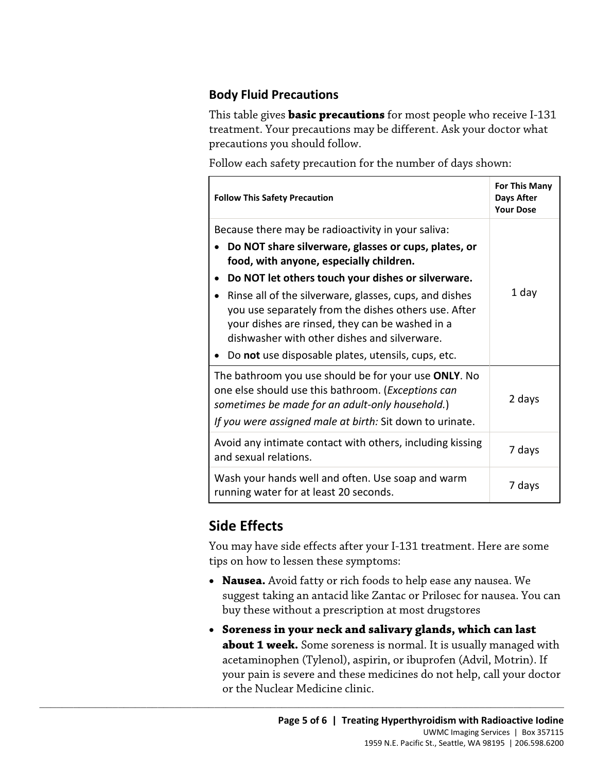### Body Fluid Precautions

This table gives **basic precautions** for most people who receive I-131 treatment. Your precautions may be different. Ask your doctor what precautions you should follow.

Follow each safety precaution for the number of days shown:

| Follow This Safety Precaution | For This Many Days After Your Dose |
|---|---|
| Because there may be radioactivity in your saliva:<br>• **Do NOT share silverware, glasses or cups, plates, or food, with anyone, especially children.**<br>• **Do NOT let others touch your dishes or silverware.**<br>• Rinse all of the silverware, glasses, cups, and dishes you use separately from the dishes others use. After your dishes are rinsed, they can be washed in a dishwasher with other dishes and silverware.<br>• Do **not** use disposable plates, utensils, cups, etc. | 1 day |
| The bathroom you use should be for your use **ONLY**. No one else should use this bathroom. (*Exceptions can sometimes be made for an adult-only household.*)<br>*If you were assigned male at birth:* Sit down to urinate. | 2 days |
| Avoid any intimate contact with others, including kissing and sexual relations. | 7 days |
| Wash your hands well and often. Use soap and warm running water for at least 20 seconds. | 7 days |

## Side Effects

You may have side effects after your I-131 treatment. Here are some tips on how to lessen these symptoms:

- **Nausea.** Avoid fatty or rich foods to help ease any nausea. We suggest taking an antacid like Zantac or Prilosec for nausea. You can buy these without a prescription at most drugstores
- **Soreness in your neck and salivary glands, which can last about 1 week.** Some soreness is normal. It is usually managed with acetaminophen (Tylenol), aspirin, or ibuprofen (Advil, Motrin). If your pain is severe and these medicines do not help, call your doctor or the Nuclear Medicine clinic.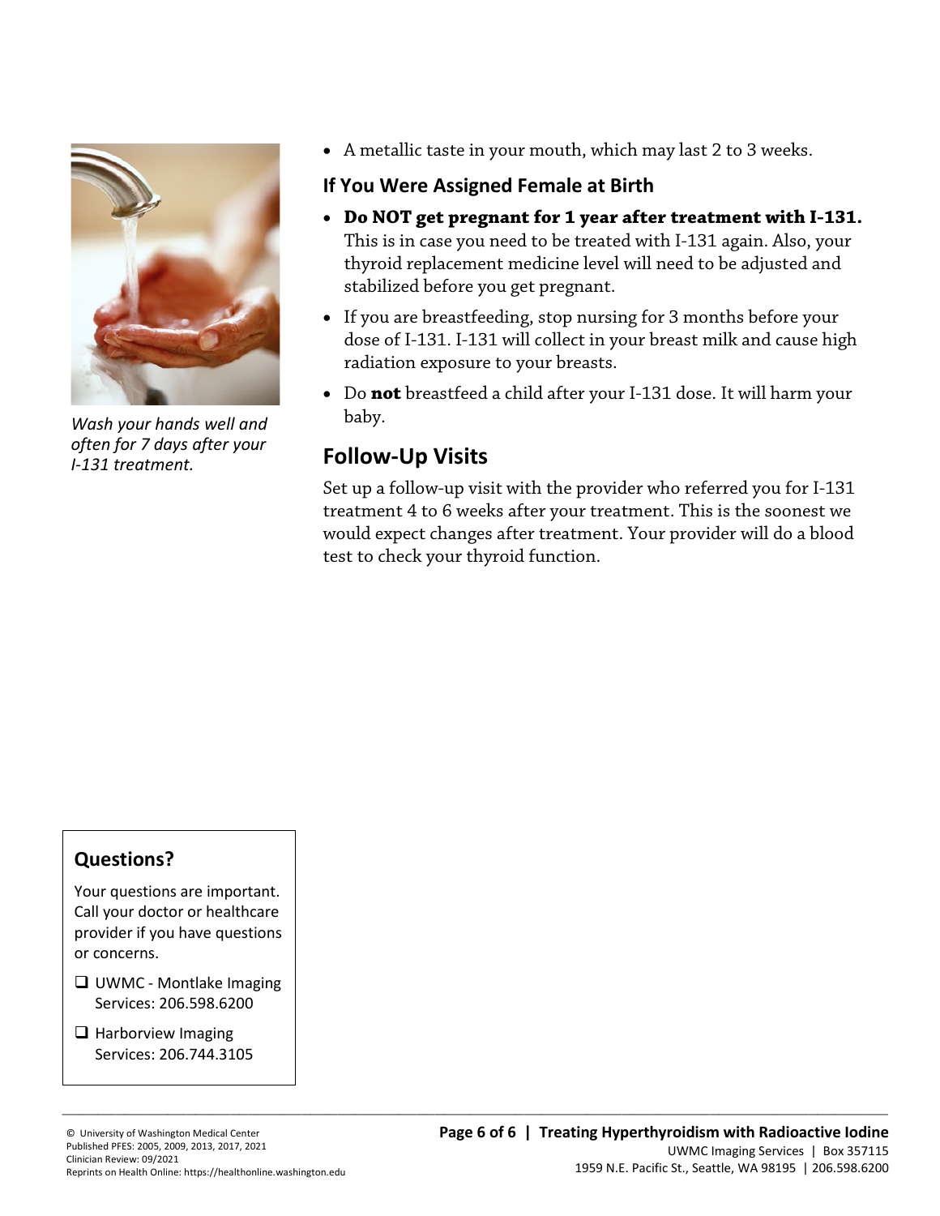*Wash your hands well and often for 7 days after your I-131 treatment.*

- A metallic taste in your mouth, which may last 2 to 3 weeks.

### If You Were Assigned Female at Birth

- **Do NOT get pregnant for 1 year after treatment with I-131.** This is in case you need to be treated with I-131 again. Also, your thyroid replacement medicine level will need to be adjusted and stabilized before you get pregnant.
- If you are breastfeeding, stop nursing for 3 months before your dose of I-131. I-131 will collect in your breast milk and cause high radiation exposure to your breasts.
- Do **not** breastfeed a child after your I-131 dose. It will harm your baby.

## Follow-Up Visits

Set up a follow-up visit with the provider who referred you for I-131 treatment 4 to 6 weeks after your treatment. This is the soonest we would expect changes after treatment. Your provider will do a blood test to check your thyroid function.

### Questions?

Your questions are important. Call your doctor or healthcare provider if you have questions or concerns.

- ❑ UWMC - Montlake Imaging Services: 206.598.6200
- ❑ Harborview Imaging Services: 206.744.3105

© University of Washington Medical Center
Published PFES: 2005, 2009, 2013, 2017, 2021
Clinician Review: 09/2021
Reprints on Health Online: https://healthonline.washington.edu

UWMC Imaging Services | Box 357115
1959 N.E. Pacific St., Seattle, WA 98195 | 206.598.6200